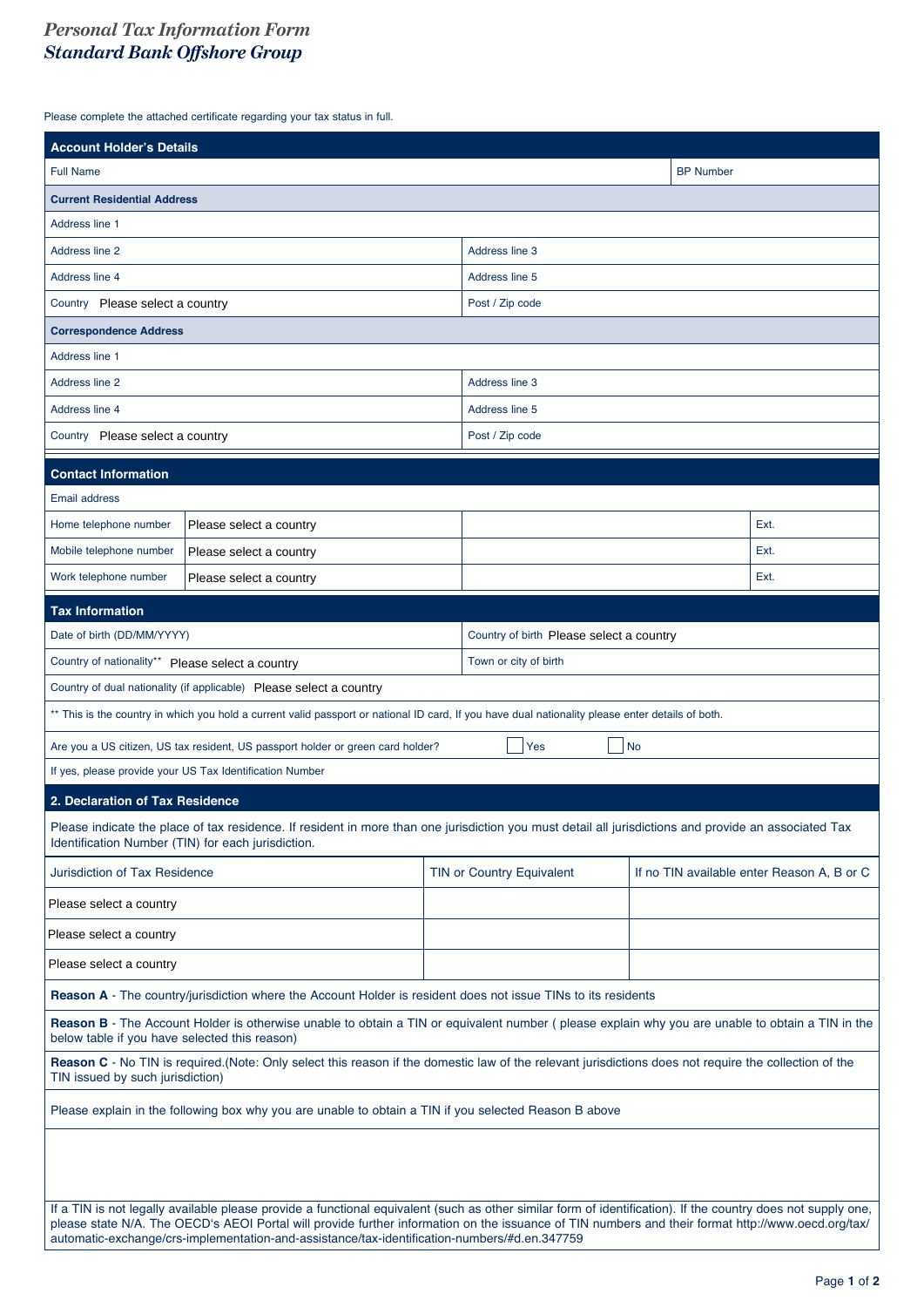# *Personal Tax Information Form*
## *Standard Bank Offshore Group*

Please complete the attached certificate regarding your tax status in full.

## Account Holder's Details

| Full Name | | BP Number |
|---|---|---|

**Current Residential Address**

| | |
|---|---|
| Address line 1 | |
| Address line 2 | Address line 3 |
| Address line 4 | Address line 5 |
| Country Please select a country | Post / Zip code |

**Correspondence Address**

| | |
|---|---|
| Address line 1 | |
| Address line 2 | Address line 3 |
| Address line 4 | Address line 5 |
| Country Please select a country | Post / Zip code |

## Contact Information

| | | | |
|---|---|---|---|
| Email address | | | |
| Home telephone number | Please select a country | | Ext. |
| Mobile telephone number | Please select a country | | Ext. |
| Work telephone number | Please select a country | | Ext. |

## Tax Information

| | |
|---|---|
| Date of birth (DD/MM/YYYY) | Country of birth Please select a country |
| Country of nationality** Please select a country | Town or city of birth |
| Country of dual nationality (if applicable) Please select a country | |

** This is the country in which you hold a current valid passport or national ID card, If you have dual nationality please enter details of both.

Are you a US citizen, US tax resident, US passport holder or green card holder? ☐ Yes ☐ No

If yes, please provide your US Tax Identification Number

## 2. Declaration of Tax Residence

Please indicate the place of tax residence. If resident in more than one jurisdiction you must detail all jurisdictions and provide an associated Tax Identification Number (TIN) for each jurisdiction.

| Jurisdiction of Tax Residence | TIN or Country Equivalent | If no TIN available enter Reason A, B or C |
|---|---|---|
| Please select a country | | |
| Please select a country | | |
| Please select a country | | |

**Reason A** - The country/jurisdiction where the Account Holder is resident does not issue TINs to its residents

**Reason B** - The Account Holder is otherwise unable to obtain a TIN or equivalent number ( please explain why you are unable to obtain a TIN in the below table if you have selected this reason)

**Reason C** - No TIN is required.(Note: Only select this reason if the domestic law of the relevant jurisdictions does not require the collection of the TIN issued by such jurisdiction)

Please explain in the following box why you are unable to obtain a TIN if you selected Reason B above

If a TIN is not legally available please provide a functional equivalent (such as other similar form of identification). If the country does not supply one, please state N/A. The OECD's AEOI Portal will provide further information on the issuance of TIN numbers and their format http://www.oecd.org/tax/automatic-exchange/crs-implementation-and-assistance/tax-identification-numbers/#d.en.347759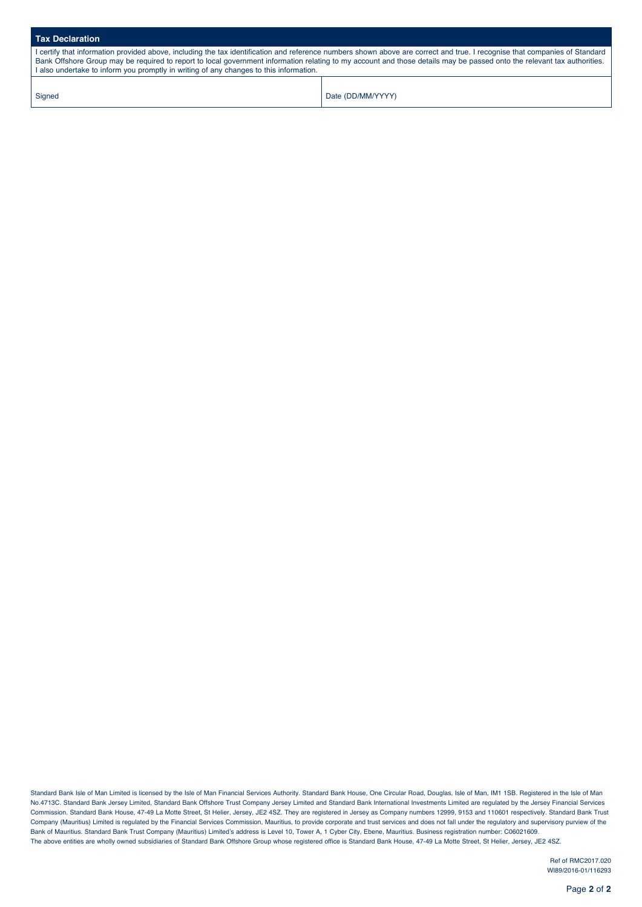## Tax Declaration

I certify that information provided above, including the tax identification and reference numbers shown above are correct and true. I recognise that companies of Standard Bank Offshore Group may be required to report to local government information relating to my account and those details may be passed onto the relevant tax authorities. I also undertake to inform you promptly in writing of any changes to this information.

| | |
|---|---|
| Signed | Date (DD/MM/YYYY) |

Standard Bank Isle of Man Limited is licensed by the Isle of Man Financial Services Authority. Standard Bank House, One Circular Road, Douglas, Isle of Man, IM1 1SB. Registered in the Isle of Man No.4713C. Standard Bank Jersey Limited, Standard Bank Offshore Trust Company Jersey Limited and Standard Bank International Investments Limited are regulated by the Jersey Financial Services Commission. Standard Bank House, 47-49 La Motte Street, St Helier, Jersey, JE2 4SZ. They are registered in Jersey as Company numbers 12999, 9153 and 110601 respectively. Standard Bank Trust Company (Mauritius) Limited is regulated by the Financial Services Commission, Mauritius, to provide corporate and trust services and does not fall under the regulatory and supervisory purview of the Bank of Mauritius. Standard Bank Trust Company (Mauritius) Limited's address is Level 10, Tower A, 1 Cyber City, Ebene, Mauritius. Business registration number: C06021609.
The above entities are wholly owned subsidiaries of Standard Bank Offshore Group whose registered office is Standard Bank House, 47-49 La Motte Street, St Helier, Jersey, JE2 4SZ.

Ref of RMC2017.020
WI89/2016-01/116293